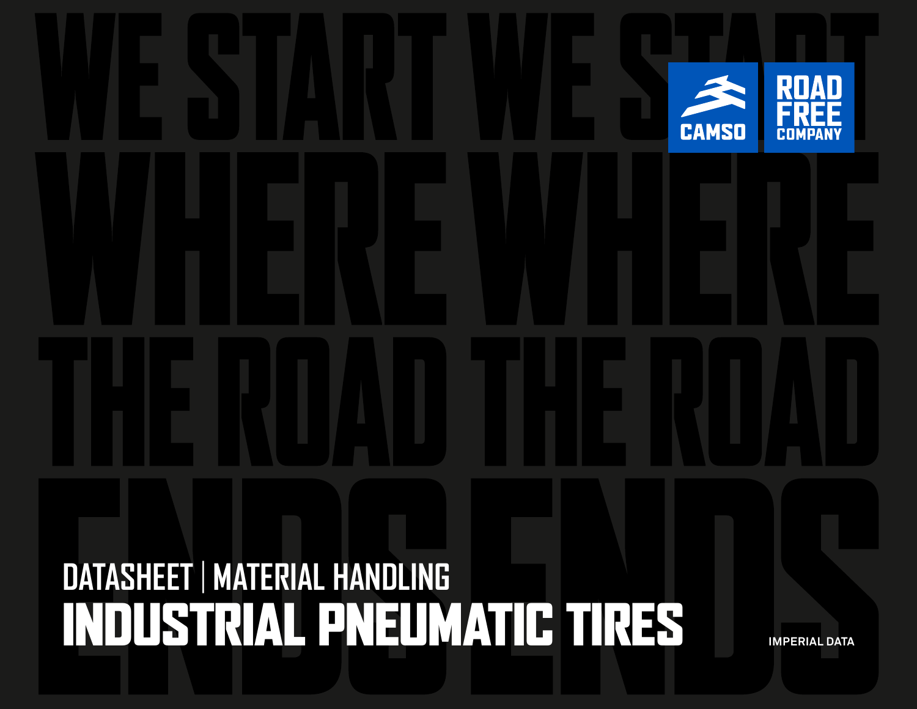WE START WHERE THE ROAD ENDS

CAMSO | ROAD FREE COMPANY

DATASHEET | MATERIAL HANDLING

# INDUSTRIAL PNEUMATIC TIRES

IMPERIAL DATA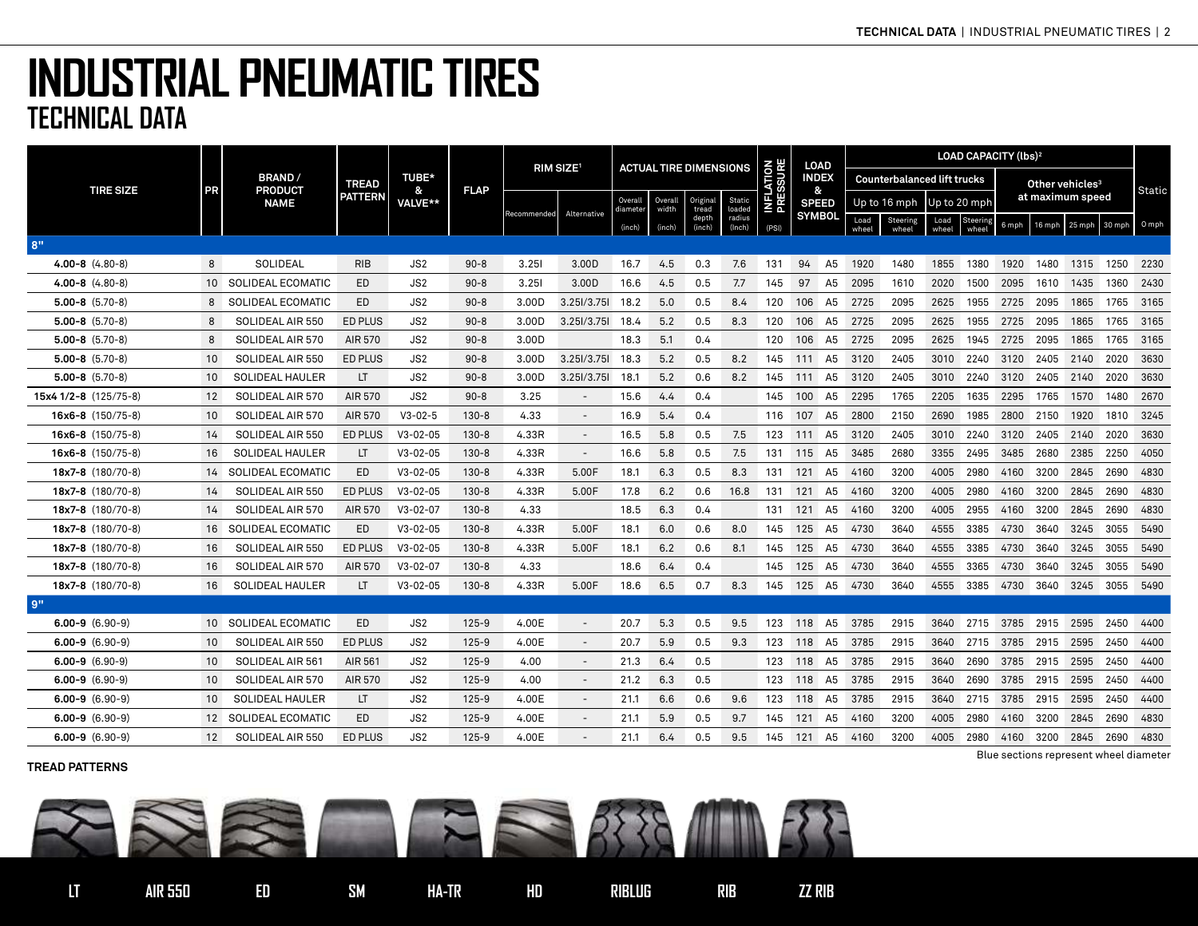# INDUSTRIAL PNEUMATIC TIRES
## TECHNICAL DATA

| TIRE SIZE | PR | BRAND / PRODUCT NAME | TREAD PATTERN | TUBE* & VALVE** | FLAP | RIM SIZE[1] | | ACTUAL TIRE DIMENSIONS | | | | INFLATION PRESSURE | LOAD INDEX & SPEED SYMBOL | | LOAD CAPACITY (lbs)[2] | | | | | | | | Static |
|---|---|---|---|---|---|---|---|---|---|---|---|---|---|---|---|---|---|---|---|---|---|---|---|
| | | | | | | | | | | | | | | | Counterbalanced lift trucks | | | | Other vehicles[3] at maximum speed | | | | |
| | | | | | | | | | | | | | | | Up to 16 mph | | Up to 20 mph | | | | | | |
| | | | | | | Recommended | Alternative | Overall diameter (inch) | Overall width (inch) | Original tread depth (inch) | Static loaded radius (inch) | (PSI) | | | Load wheel | Steering wheel | Load wheel | Steering wheel | 6 mph | 16 mph | 25 mph | 30 mph | 0 mph |
| **8"** | | | | | | | | | | | | | | | | | | | | | | | |
| **4.00-8** (4.80-8) | 8 | SOLIDEAL | RIB | JS2 | 90-8 | 3.25I | 3.00D | 16.7 | 4.5 | 0.3 | 7.6 | 131 | 94 | A5 | 1920 | 1480 | 1855 | 1380 | 1920 | 1480 | 1315 | 1250 | 2230 |
| **4.00-8** (4.80-8) | 10 | SOLIDEAL ECOMATIC | ED | JS2 | 90-8 | 3.25I | 3.00D | 16.6 | 4.5 | 0.5 | 7.7 | 145 | 97 | A5 | 2095 | 1610 | 2020 | 1500 | 2095 | 1610 | 1435 | 1360 | 2430 |
| **5.00-8** (5.70-8) | 8 | SOLIDEAL ECOMATIC | ED | JS2 | 90-8 | 3.00D | 3.25I/3.75I | 18.2 | 5.0 | 0.5 | 8.4 | 120 | 106 | A5 | 2725 | 2095 | 2625 | 1955 | 2725 | 2095 | 1865 | 1765 | 3165 |
| **5.00-8** (5.70-8) | 8 | SOLIDEAL AIR 550 | ED PLUS | JS2 | 90-8 | 3.00D | 3.25I/3.75I | 18.4 | 5.2 | 0.5 | 8.3 | 120 | 106 | A5 | 2725 | 2095 | 2625 | 1955 | 2725 | 2095 | 1865 | 1765 | 3165 |
| **5.00-8** (5.70-8) | 8 | SOLIDEAL AIR 570 | AIR 570 | JS2 | 90-8 | 3.00D | | 18.3 | 5.1 | 0.4 | | 120 | 106 | A5 | 2725 | 2095 | 2625 | 1945 | 2725 | 2095 | 1865 | 1765 | 3165 |
| **5.00-8** (5.70-8) | 10 | SOLIDEAL AIR 550 | ED PLUS | JS2 | 90-8 | 3.00D | 3.25I/3.75I | 18.3 | 5.2 | 0.5 | 8.2 | 145 | 111 | A5 | 3120 | 2405 | 3010 | 2240 | 3120 | 2405 | 2140 | 2020 | 3630 |
| **5.00-8** (5.70-8) | 10 | SOLIDEAL HAULER | LT | JS2 | 90-8 | 3.00D | 3.25I/3.75I | 18.1 | 5.2 | 0.6 | 8.2 | 145 | 111 | A5 | 3120 | 2405 | 3010 | 2240 | 3120 | 2405 | 2140 | 2020 | 3630 |
| **15x4 1/2-8** (125/75-8) | 12 | SOLIDEAL AIR 570 | AIR 570 | JS2 | 90-8 | 3.25 | - | 15.6 | 4.4 | 0.4 | | 145 | 100 | A5 | 2295 | 1765 | 2205 | 1635 | 2295 | 1765 | 1570 | 1480 | 2670 |
| **16x6-8** (150/75-8) | 10 | SOLIDEAL AIR 570 | AIR 570 | V3-02-5 | 130-8 | 4.33 | - | 16.9 | 5.4 | 0.4 | | 116 | 107 | A5 | 2800 | 2150 | 2690 | 1985 | 2800 | 2150 | 1920 | 1810 | 3245 |
| **16x6-8** (150/75-8) | 14 | SOLIDEAL AIR 550 | ED PLUS | V3-02-05 | 130-8 | 4.33R | - | 16.5 | 5.8 | 0.5 | 7.5 | 123 | 111 | A5 | 3120 | 2405 | 3010 | 2240 | 3120 | 2405 | 2140 | 2020 | 3630 |
| **16x6-8** (150/75-8) | 16 | SOLIDEAL HAULER | LT | V3-02-05 | 130-8 | 4.33R | - | 16.6 | 5.8 | 0.5 | 7.5 | 131 | 115 | A5 | 3485 | 2680 | 3355 | 2495 | 3485 | 2680 | 2385 | 2250 | 4050 |
| **18x7-8** (180/70-8) | 14 | SOLIDEAL ECOMATIC | ED | V3-02-05 | 130-8 | 4.33R | 5.00F | 18.1 | 6.3 | 0.5 | 8.3 | 131 | 121 | A5 | 4160 | 3200 | 4005 | 2980 | 4160 | 3200 | 2845 | 2690 | 4830 |
| **18x7-8** (180/70-8) | 14 | SOLIDEAL AIR 550 | ED PLUS | V3-02-05 | 130-8 | 4.33R | 5.00F | 17.8 | 6.2 | 0.6 | 16.8 | 131 | 121 | A5 | 4160 | 3200 | 4005 | 2980 | 4160 | 3200 | 2845 | 2690 | 4830 |
| **18x7-8** (180/70-8) | 14 | SOLIDEAL AIR 570 | AIR 570 | V3-02-07 | 130-8 | 4.33 | | 18.5 | 6.3 | 0.4 | | 131 | 121 | A5 | 4160 | 3200 | 4005 | 2955 | 4160 | 3200 | 2845 | 2690 | 4830 |
| **18x7-8** (180/70-8) | 16 | SOLIDEAL ECOMATIC | ED | V3-02-05 | 130-8 | 4.33R | 5.00F | 18.1 | 6.0 | 0.6 | 8.0 | 145 | 125 | A5 | 4730 | 3640 | 4555 | 3385 | 4730 | 3640 | 3245 | 3055 | 5490 |
| **18x7-8** (180/70-8) | 16 | SOLIDEAL AIR 550 | ED PLUS | V3-02-05 | 130-8 | 4.33R | 5.00F | 18.1 | 6.2 | 0.6 | 8.1 | 145 | 125 | A5 | 4730 | 3640 | 4555 | 3385 | 4730 | 3640 | 3245 | 3055 | 5490 |
| **18x7-8** (180/70-8) | 16 | SOLIDEAL AIR 570 | AIR 570 | V3-02-07 | 130-8 | 4.33 | | 18.6 | 6.4 | 0.4 | | 145 | 125 | A5 | 4730 | 3640 | 4555 | 3365 | 4730 | 3640 | 3245 | 3055 | 5490 |
| **18x7-8** (180/70-8) | 16 | SOLIDEAL HAULER | LT | V3-02-05 | 130-8 | 4.33R | 5.00F | 18.6 | 6.5 | 0.7 | 8.3 | 145 | 125 | A5 | 4730 | 3640 | 4555 | 3385 | 4730 | 3640 | 3245 | 3055 | 5490 |
| **9"** | | | | | | | | | | | | | | | | | | | | | | | |
| **6.00-9** (6.90-9) | 10 | SOLIDEAL ECOMATIC | ED | JS2 | 125-9 | 4.00E | - | 20.7 | 5.3 | 0.5 | 9.5 | 123 | 118 | A5 | 3785 | 2915 | 3640 | 2715 | 3785 | 2915 | 2595 | 2450 | 4400 |
| **6.00-9** (6.90-9) | 10 | SOLIDEAL AIR 550 | ED PLUS | JS2 | 125-9 | 4.00E | - | 20.7 | 5.9 | 0.5 | 9.3 | 123 | 118 | A5 | 3785 | 2915 | 3640 | 2715 | 3785 | 2915 | 2595 | 2450 | 4400 |
| **6.00-9** (6.90-9) | 10 | SOLIDEAL AIR 561 | AIR 561 | JS2 | 125-9 | 4.00 | - | 21.3 | 6.4 | 0.5 | | 123 | 118 | A5 | 3785 | 2915 | 3640 | 2690 | 3785 | 2915 | 2595 | 2450 | 4400 |
| **6.00-9** (6.90-9) | 10 | SOLIDEAL AIR 570 | AIR 570 | JS2 | 125-9 | 4.00 | - | 21.2 | 6.3 | 0.5 | | 123 | 118 | A5 | 3785 | 2915 | 3640 | 2690 | 3785 | 2915 | 2595 | 2450 | 4400 |
| **6.00-9** (6.90-9) | 10 | SOLIDEAL HAULER | LT | JS2 | 125-9 | 4.00E | - | 21.1 | 6.6 | 0.6 | 9.6 | 123 | 118 | A5 | 3785 | 2915 | 3640 | 2715 | 3785 | 2915 | 2595 | 2450 | 4400 |
| **6.00-9** (6.90-9) | 12 | SOLIDEAL ECOMATIC | ED | JS2 | 125-9 | 4.00E | - | 21.1 | 5.9 | 0.5 | 9.7 | 145 | 121 | A5 | 4160 | 3200 | 4005 | 2980 | 4160 | 3200 | 2845 | 2690 | 4830 |
| **6.00-9** (6.90-9) | 12 | SOLIDEAL AIR 550 | ED PLUS | JS2 | 125-9 | 4.00E | - | 21.1 | 6.4 | 0.5 | 9.5 | 145 | 121 | A5 | 4160 | 3200 | 4005 | 2980 | 4160 | 3200 | 2845 | 2690 | 4830 |

Blue sections represent wheel diameter

**TREAD PATTERNS**

LT | AIR 550 | ED | SM | HA-TR | HD | RIBLUG | RIB | ZZ RIB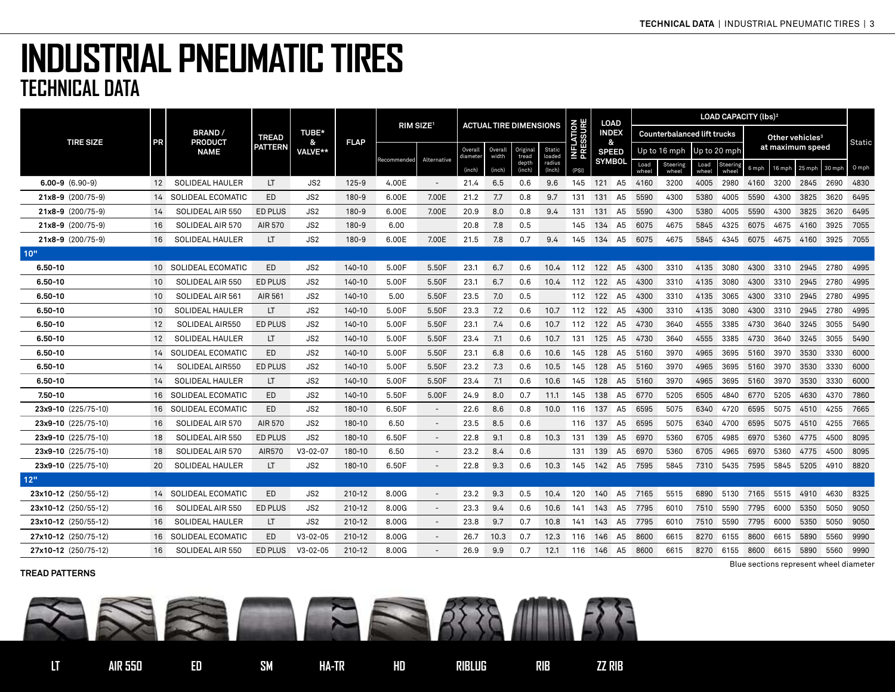# INDUSTRIAL PNEUMATIC TIRES

## TECHNICAL DATA

| TIRE SIZE | PR | BRAND / PRODUCT NAME | TREAD PATTERN | TUBE* & VALVE** | FLAP | RIM SIZE[1] | | ACTUAL TIRE DIMENSIONS | | | | INFLATION PRESSURE | LOAD INDEX & SPEED SYMBOL | | LOAD CAPACITY (lbs)[2] | | | | | | | | Static |
|---|---|---|---|---|---|---|---|---|---|---|---|---|---|---|---|---|---|---|---|---|---|---|---|
| | | | | | | | | | | | | | | | Counterbalanced lift trucks | | | | Other vehicles[3] at maximum speed | | | | |
| | | | | | | | | | | | | | | | Up to 16 mph | | Up to 20 mph | | | | | | |
| | | | | | | Recommended | Alternative | Overall diameter (inch) | Overall width (inch) | Original tread depth (inch) | Static loaded radius (inch) | (PSI) | | | Load wheel | Steering wheel | Load wheel | Steering wheel | 6 mph | 16 mph | 25 mph | 30 mph | 0 mph |
| **6.00-9** (6.90-9) | 12 | SOLIDEAL HAULER | LT | JS2 | 125-9 | 4.00E | - | 21.4 | 6.5 | 0.6 | 9.6 | 145 | 121 | A5 | 4160 | 3200 | 4005 | 2980 | 4160 | 3200 | 2845 | 2690 | 4830 |
| **21x8-9** (200/75-9) | 14 | SOLIDEAL ECOMATIC | ED | JS2 | 180-9 | 6.00E | 7.00E | 21.2 | 7.7 | 0.8 | 9.7 | 131 | 131 | A5 | 5590 | 4300 | 5380 | 4005 | 5590 | 4300 | 3825 | 3620 | 6495 |
| **21x8-9** (200/75-9) | 14 | SOLIDEAL AIR 550 | ED PLUS | JS2 | 180-9 | 6.00E | 7.00E | 20.9 | 8.0 | 0.8 | 9.4 | 131 | 131 | A5 | 5590 | 4300 | 5380 | 4005 | 5590 | 4300 | 3825 | 3620 | 6495 |
| **21x8-9** (200/75-9) | 16 | SOLIDEAL AIR 570 | AIR 570 | JS2 | 180-9 | 6.00 | | 20.8 | 7.8 | 0.5 | | 145 | 134 | A5 | 6075 | 4675 | 5845 | 4325 | 6075 | 4675 | 4160 | 3925 | 7055 |
| **21x8-9** (200/75-9) | 16 | SOLIDEAL HAULER | LT | JS2 | 180-9 | 6.00E | 7.00E | 21.5 | 7.8 | 0.7 | 9.4 | 145 | 134 | A5 | 6075 | 4675 | 5845 | 4345 | 6075 | 4675 | 4160 | 3925 | 7055 |
| **10"** | | | | | | | | | | | | | | | | | | | | | | | |
| **6.50-10** | 10 | SOLIDEAL ECOMATIC | ED | JS2 | 140-10 | 5.00F | 5.50F | 23.1 | 6.7 | 0.6 | 10.4 | 112 | 122 | A5 | 4300 | 3310 | 4135 | 3080 | 4300 | 3310 | 2945 | 2780 | 4995 |
| **6.50-10** | 10 | SOLIDEAL AIR 550 | ED PLUS | JS2 | 140-10 | 5.00F | 5.50F | 23.1 | 6.7 | 0.6 | 10.4 | 112 | 122 | A5 | 4300 | 3310 | 4135 | 3080 | 4300 | 3310 | 2945 | 2780 | 4995 |
| **6.50-10** | 10 | SOLIDEAL AIR 561 | AIR 561 | JS2 | 140-10 | 5.00 | 5.50F | 23.5 | 7.0 | 0.5 | | 112 | 122 | A5 | 4300 | 3310 | 4135 | 3065 | 4300 | 3310 | 2945 | 2780 | 4995 |
| **6.50-10** | 10 | SOLIDEAL HAULER | LT | JS2 | 140-10 | 5.00F | 5.50F | 23.3 | 7.2 | 0.6 | 10.7 | 112 | 122 | A5 | 4300 | 3310 | 4135 | 3080 | 4300 | 3310 | 2945 | 2780 | 4995 |
| **6.50-10** | 12 | SOLIDEAL AIR550 | ED PLUS | JS2 | 140-10 | 5.00F | 5.50F | 23.1 | 7.4 | 0.6 | 10.7 | 112 | 122 | A5 | 4730 | 3640 | 4555 | 3385 | 4730 | 3640 | 3245 | 3055 | 5490 |
| **6.50-10** | 12 | SOLIDEAL HAULER | LT | JS2 | 140-10 | 5.00F | 5.50F | 23.4 | 7.1 | 0.6 | 10.7 | 131 | 125 | A5 | 4730 | 3640 | 4555 | 3385 | 4730 | 3640 | 3245 | 3055 | 5490 |
| **6.50-10** | 14 | SOLIDEAL ECOMATIC | ED | JS2 | 140-10 | 5.00F | 5.50F | 23.1 | 6.8 | 0.6 | 10.6 | 145 | 128 | A5 | 5160 | 3970 | 4965 | 3695 | 5160 | 3970 | 3530 | 3330 | 6000 |
| **6.50-10** | 14 | SOLIDEAL AIR550 | ED PLUS | JS2 | 140-10 | 5.00F | 5.50F | 23.2 | 7.3 | 0.6 | 10.5 | 145 | 128 | A5 | 5160 | 3970 | 4965 | 3695 | 5160 | 3970 | 3530 | 3330 | 6000 |
| **6.50-10** | 14 | SOLIDEAL HAULER | LT | JS2 | 140-10 | 5.00F | 5.50F | 23.4 | 7.1 | 0.6 | 10.6 | 145 | 128 | A5 | 5160 | 3970 | 4965 | 3695 | 5160 | 3970 | 3530 | 3330 | 6000 |
| **7.50-10** | 16 | SOLIDEAL ECOMATIC | ED | JS2 | 140-10 | 5.50F | 5.00F | 24.9 | 8.0 | 0.7 | 11.1 | 145 | 138 | A5 | 6770 | 5205 | 6505 | 4840 | 6770 | 5205 | 4630 | 4370 | 7860 |
| **23x9-10** (225/75-10) | 16 | SOLIDEAL ECOMATIC | ED | JS2 | 180-10 | 6.50F | - | 22.6 | 8.6 | 0.8 | 10.0 | 116 | 137 | A5 | 6595 | 5075 | 6340 | 4720 | 6595 | 5075 | 4510 | 4255 | 7665 |
| **23x9-10** (225/75-10) | 16 | SOLIDEAL AIR 570 | AIR 570 | JS2 | 180-10 | 6.50 | - | 23.5 | 8.5 | 0.6 | | 116 | 137 | A5 | 6595 | 5075 | 6340 | 4700 | 6595 | 5075 | 4510 | 4255 | 7665 |
| **23x9-10** (225/75-10) | 18 | SOLIDEAL AIR 550 | ED PLUS | JS2 | 180-10 | 6.50F | - | 22.8 | 9.1 | 0.8 | 10.3 | 131 | 139 | A5 | 6970 | 5360 | 6705 | 4985 | 6970 | 5360 | 4775 | 4500 | 8095 |
| **23x9-10** (225/75-10) | 18 | SOLIDEAL AIR 570 | AIR570 | V3-02-07 | 180-10 | 6.50 | - | 23.2 | 8.4 | 0.6 | | 131 | 139 | A5 | 6970 | 5360 | 6705 | 4965 | 6970 | 5360 | 4775 | 4500 | 8095 |
| **23x9-10** (225/75-10) | 20 | SOLIDEAL HAULER | LT | JS2 | 180-10 | 6.50F | - | 22.8 | 9.3 | 0.6 | 10.3 | 145 | 142 | A5 | 7595 | 5845 | 7310 | 5435 | 7595 | 5845 | 5205 | 4910 | 8820 |
| **12"** | | | | | | | | | | | | | | | | | | | | | | | |
| **23x10-12** (250/55-12) | 14 | SOLIDEAL ECOMATIC | ED | JS2 | 210-12 | 8.00G | - | 23.2 | 9.3 | 0.5 | 10.4 | 120 | 140 | A5 | 7165 | 5515 | 6890 | 5130 | 7165 | 5515 | 4910 | 4630 | 8325 |
| **23x10-12** (250/55-12) | 16 | SOLIDEAL AIR 550 | ED PLUS | JS2 | 210-12 | 8.00G | - | 23.3 | 9.4 | 0.6 | 10.6 | 141 | 143 | A5 | 7795 | 6010 | 7510 | 5590 | 7795 | 6000 | 5350 | 5050 | 9050 |
| **23x10-12** (250/55-12) | 16 | SOLIDEAL HAULER | LT | JS2 | 210-12 | 8.00G | - | 23.8 | 9.7 | 0.7 | 10.8 | 141 | 143 | A5 | 7795 | 6010 | 7510 | 5590 | 7795 | 6000 | 5350 | 5050 | 9050 |
| **27x10-12** (250/75-12) | 16 | SOLIDEAL ECOMATIC | ED | V3-02-05 | 210-12 | 8.00G | - | 26.7 | 10.3 | 0.7 | 12.3 | 116 | 146 | A5 | 8600 | 6615 | 8270 | 6155 | 8600 | 6615 | 5890 | 5560 | 9990 |
| **27x10-12** (250/75-12) | 16 | SOLIDEAL AIR 550 | ED PLUS | V3-02-05 | 210-12 | 8.00G | - | 26.9 | 9.9 | 0.7 | 12.1 | 116 | 146 | A5 | 8600 | 6615 | 8270 | 6155 | 8600 | 6615 | 5890 | 5560 | 9990 |

Blue sections represent wheel diameter

**TREAD PATTERNS**

LT | AIR 550 | ED | SM | HA-TR | HD | RIBLUG | RIB | ZZ RIB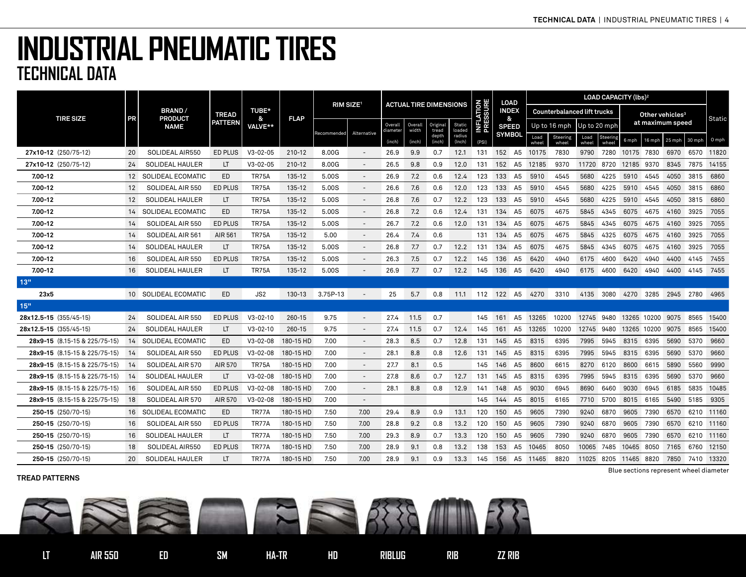# INDUSTRIAL PNEUMATIC TIRES
## TECHNICAL DATA

| TIRE SIZE | PR | BRAND / PRODUCT NAME | TREAD PATTERN | TUBE* & VALVE** | FLAP | RIM SIZE[1] | | ACTUAL TIRE DIMENSIONS | | | | INFLATION PRESSURE | LOAD INDEX & SPEED SYMBOL | | LOAD CAPACITY (lbs)[2] | | | | | | | | Static |
|---|---|---|---|---|---|---|---|---|---|---|---|---|---|---|---|---|---|---|---|---|---|---|---|
| | | | | | | | | | | | | | | | Counterbalanced lift trucks | | | | Other vehicles[3] at maximum speed | | | | |
| | | | | | | | | | | | | | | | Up to 16 mph | | Up to 20 mph | | | | | | |
| | | | | | | Recommended | Alternative | Overall diameter (inch) | Overall width (inch) | Original tread depth (inch) | Static loaded radius (inch) | (PSI) | | | Load wheel | Steering wheel | Load wheel | Steering wheel | 6 mph | 16 mph | 25 mph | 30 mph | 0 mph |
| **27x10-12** (250/75-12) | 20 | SOLIDEAL AIR550 | ED PLUS | V3-02-05 | 210-12 | 8.00G | - | 26.9 | 9.9 | 0.7 | 12.1 | 131 | 152 | A5 | 10175 | 7830 | 9790 | 7280 | 10175 | 7830 | 6970 | 6570 | 11820 |
| **27x10-12** (250/75-12) | 24 | SOLIDEAL HAULER | LT | V3-02-05 | 210-12 | 8.00G | - | 26.5 | 9.8 | 0.9 | 12.0 | 131 | 152 | A5 | 12185 | 9370 | 11720 | 8720 | 12185 | 9370 | 8345 | 7875 | 14155 |
| **7.00-12** | 12 | SOLIDEAL ECOMATIC | ED | TR75A | 135-12 | 5.00S | - | 26.9 | 7.2 | 0.6 | 12.4 | 123 | 133 | A5 | 5910 | 4545 | 5680 | 4225 | 5910 | 4545 | 4050 | 3815 | 6860 |
| **7.00-12** | 12 | SOLIDEAL AIR 550 | ED PLUS | TR75A | 135-12 | 5.00S | - | 26.6 | 7.6 | 0.6 | 12.0 | 123 | 133 | A5 | 5910 | 4545 | 5680 | 4225 | 5910 | 4545 | 4050 | 3815 | 6860 |
| **7.00-12** | 12 | SOLIDEAL HAULER | LT | TR75A | 135-12 | 5.00S | - | 26.8 | 7.6 | 0.7 | 12.2 | 123 | 133 | A5 | 5910 | 4545 | 5680 | 4225 | 5910 | 4545 | 4050 | 3815 | 6860 |
| **7.00-12** | 14 | SOLIDEAL ECOMATIC | ED | TR75A | 135-12 | 5.00S | - | 26.8 | 7.2 | 0.6 | 12.4 | 131 | 134 | A5 | 6075 | 4675 | 5845 | 4345 | 6075 | 4675 | 4160 | 3925 | 7055 |
| **7.00-12** | 14 | SOLIDEAL AIR 550 | ED PLUS | TR75A | 135-12 | 5.00S | - | 26.7 | 7.2 | 0.6 | 12.0 | 131 | 134 | A5 | 6075 | 4675 | 5845 | 4345 | 6075 | 4675 | 4160 | 3925 | 7055 |
| **7.00-12** | 14 | SOLIDEAL AIR 561 | AIR 561 | TR75A | 135-12 | 5.00 | - | 26.4 | 7.4 | 0.6 | | 131 | 134 | A5 | 6075 | 4675 | 5845 | 4325 | 6075 | 4675 | 4160 | 3925 | 7055 |
| **7.00-12** | 14 | SOLIDEAL HAULER | LT | TR75A | 135-12 | 5.00S | - | 26.8 | 7.7 | 0.7 | 12.2 | 131 | 134 | A5 | 6075 | 4675 | 5845 | 4345 | 6075 | 4675 | 4160 | 3925 | 7055 |
| **7.00-12** | 16 | SOLIDEAL AIR 550 | ED PLUS | TR75A | 135-12 | 5.00S | - | 26.3 | 7.5 | 0.7 | 12.2 | 145 | 136 | A5 | 6420 | 4940 | 6175 | 4600 | 6420 | 4940 | 4400 | 4145 | 7455 |
| **7.00-12** | 16 | SOLIDEAL HAULER | LT | TR75A | 135-12 | 5.00S | - | 26.9 | 7.7 | 0.7 | 12.2 | 145 | 136 | A5 | 6420 | 4940 | 6175 | 4600 | 6420 | 4940 | 4400 | 4145 | 7455 |
| **13"** | | | | | | | | | | | | | | | | | | | | | | | |
| **23x5** | 10 | SOLIDEAL ECOMATIC | ED | JS2 | 130-13 | 3.75P-13 | - | 25 | 5.7 | 0.8 | 11.1 | 112 | 122 | A5 | 4270 | 3310 | 4135 | 3080 | 4270 | 3285 | 2945 | 2780 | 4965 |
| **15"** | | | | | | | | | | | | | | | | | | | | | | | |
| **28x12.5-15** (355/45-15) | 24 | SOLIDEAL AIR 550 | ED PLUS | V3-02-10 | 260-15 | 9.75 | - | 27.4 | 11.5 | 0.7 | | 145 | 161 | A5 | 13265 | 10200 | 12745 | 9480 | 13265 | 10200 | 9075 | 8565 | 15400 |
| **28x12.5-15** (355/45-15) | 24 | SOLIDEAL HAULER | LT | V3-02-10 | 260-15 | 9.75 | - | 27.4 | 11.5 | 0.7 | 12.4 | 145 | 161 | A5 | 13265 | 10200 | 12745 | 9480 | 13265 | 10200 | 9075 | 8565 | 15400 |
| **28x9-15** (8.15-15 & 225/75-15) | 14 | SOLIDEAL ECOMATIC | ED | V3-02-08 | 180-15 HD | 7.00 | - | 28.3 | 8.5 | 0.7 | 12.8 | 131 | 145 | A5 | 8315 | 6395 | 7995 | 5945 | 8315 | 6395 | 5690 | 5370 | 9660 |
| **28x9-15** (8.15-15 & 225/75-15) | 14 | SOLIDEAL AIR 550 | ED PLUS | V3-02-08 | 180-15 HD | 7.00 | - | 28.1 | 8.8 | 0.8 | 12.6 | 131 | 145 | A5 | 8315 | 6395 | 7995 | 5945 | 8315 | 6395 | 5690 | 5370 | 9660 |
| **28x9-15** (8.15-15 & 225/75-15) | 14 | SOLIDEAL AIR 570 | AIR 570 | TR75A | 180-15 HD | 7.00 | - | 27.7 | 8.1 | 0.5 | | 145 | 146 | A5 | 8600 | 6615 | 8270 | 6120 | 8600 | 6615 | 5890 | 5560 | 9990 |
| **28x9-15** (8.15-15 & 225/75-15) | 14 | SOLIDEAL HAULER | LT | V3-02-08 | 180-15 HD | 7.00 | - | 27.8 | 8.6 | 0.7 | 12.7 | 131 | 145 | A5 | 8315 | 6395 | 7995 | 5945 | 8315 | 6395 | 5690 | 5370 | 9660 |
| **28x9-15** (8.15-15 & 225/75-15) | 16 | SOLIDEAL AIR 550 | ED PLUS | V3-02-08 | 180-15 HD | 7.00 | - | 28.1 | 8.8 | 0.8 | 12.9 | 141 | 148 | A5 | 9030 | 6945 | 8690 | 6460 | 9030 | 6945 | 6185 | 5835 | 10485 |
| **28x9-15** (8.15-15 & 225/75-15) | 18 | SOLIDEAL AIR 570 | AIR 570 | V3-02-08 | 180-15 HD | 7.00 | - | | | | | 145 | 144 | A5 | 8015 | 6165 | 7710 | 5700 | 8015 | 6165 | 5490 | 5185 | 9305 |
| **250-15** (250/70-15) | 16 | SOLIDEAL ECOMATIC | ED | TR77A | 180-15 HD | 7.50 | 7.00 | 29.4 | 8.9 | 0.9 | 13.1 | 120 | 150 | A5 | 9605 | 7390 | 9240 | 6870 | 9605 | 7390 | 6570 | 6210 | 11160 |
| **250-15** (250/70-15) | 16 | SOLIDEAL AIR 550 | ED PLUS | TR77A | 180-15 HD | 7.50 | 7.00 | 28.8 | 9.2 | 0.8 | 13.2 | 120 | 150 | A5 | 9605 | 7390 | 9240 | 6870 | 9605 | 7390 | 6570 | 6210 | 11160 |
| **250-15** (250/70-15) | 16 | SOLIDEAL HAULER | LT | TR77A | 180-15 HD | 7.50 | 7.00 | 29.3 | 8.9 | 0.7 | 13.3 | 120 | 150 | A5 | 9605 | 7390 | 9240 | 6870 | 9605 | 7390 | 6570 | 6210 | 11160 |
| **250-15** (250/70-15) | 18 | SOLIDEAL AIR550 | ED PLUS | TR77A | 180-15 HD | 7.50 | 7.00 | 28.9 | 9.1 | 0.8 | 13.2 | 138 | 153 | A5 | 10465 | 8050 | 10065 | 7485 | 10465 | 8050 | 7165 | 6760 | 12150 |
| **250-15** (250/70-15) | 20 | SOLIDEAL HAULER | LT | TR77A | 180-15 HD | 7.50 | 7.00 | 28.9 | 9.1 | 0.9 | 13.3 | 145 | 156 | A5 | 11465 | 8820 | 11025 | 8205 | 11465 | 8820 | 7850 | 7410 | 13320 |

Blue sections represent wheel diameter

**TREAD PATTERNS**

LT | AIR 550 | ED | SM | HA-TR | HD | RIBLUG | RIB | ZZ RIB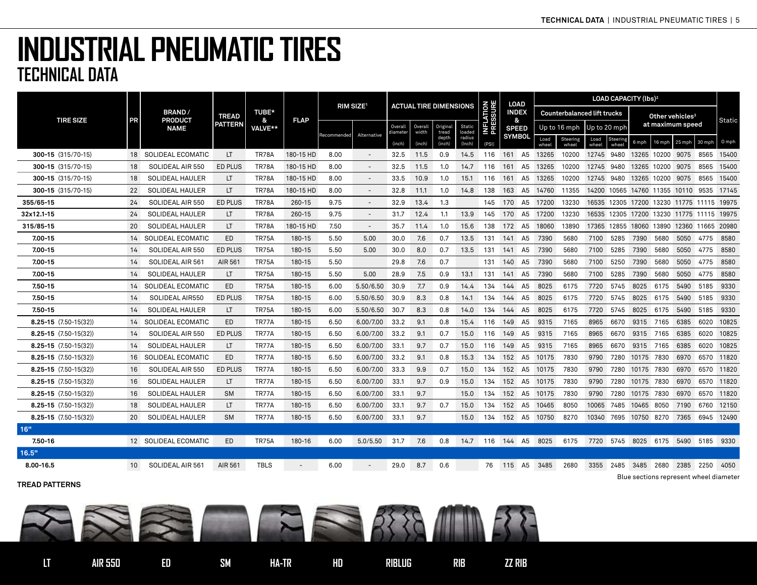# INDUSTRIAL PNEUMATIC TIRES

## TECHNICAL DATA

| TIRE SIZE | PR | BRAND / PRODUCT NAME | TREAD PATTERN | TUBE* & VALVE** | FLAP | RIM SIZE[1] | | ACTUAL TIRE DIMENSIONS | | | | INFLATION PRESSURE | LOAD INDEX & SPEED SYMBOL | | LOAD CAPACITY (lbs)[2] | | | | | | | | |
|---|---|---|---|---|---|---|---|---|---|---|---|---|---|---|---|---|---|---|---|---|---|---|---|
| | | | | | | | | | | | | | | | Counterbalanced lift trucks | | | | Other vehicles[3] at maximum speed | | | | Static |
| | | | | | | | | | | | | | | | Up to 16 mph | | Up to 20 mph | | | | | | |
| | | | | | | Recommended | Alternative | Overall diameter (inch) | Overall width (inch) | Original tread depth (inch) | Static loaded radius (inch) | (PSI) | | | Load wheel | Steering wheel | Load wheel | Steering wheel | 6 mph | 16 mph | 25 mph | 30 mph | 0 mph |
| **300-15** (315/70-15) | 18 | SOLIDEAL ECOMATIC | LT | TR78A | 180-15 HD | 8.00 | - | 32.5 | 11.5 | 0.9 | 14.5 | 116 | 161 | A5 | 13265 | 10200 | 12745 | 9480 | 13265 | 10200 | 9075 | 8565 | 15400 |
| **300-15** (315/70-15) | 18 | SOLIDEAL AIR 550 | ED PLUS | TR78A | 180-15 HD | 8.00 | - | 32.5 | 11.5 | 1.0 | 14.7 | 116 | 161 | A5 | 13265 | 10200 | 12745 | 9480 | 13265 | 10200 | 9075 | 8565 | 15400 |
| **300-15** (315/70-15) | 18 | SOLIDEAL HAULER | LT | TR78A | 180-15 HD | 8.00 | - | 33.5 | 10.9 | 1.0 | 15.1 | 116 | 161 | A5 | 13265 | 10200 | 12745 | 9480 | 13265 | 10200 | 9075 | 8565 | 15400 |
| **300-15** (315/70-15) | 22 | SOLIDEAL HAULER | LT | TR78A | 180-15 HD | 8.00 | - | 32.8 | 11.1 | 1.0 | 14.8 | 138 | 163 | A5 | 14760 | 11355 | 14200 | 10565 | 14760 | 11355 | 10110 | 9535 | 17145 |
| **355/65-15** | 24 | SOLIDEAL AIR 550 | ED PLUS | TR78A | 260-15 | 9.75 | - | 32.9 | 13.4 | 1.3 | | 145 | 170 | A5 | 17200 | 13230 | 16535 | 12305 | 17200 | 13230 | 11775 | 11115 | 19975 |
| **32x12.1-15** | 24 | SOLIDEAL HAULER | LT | TR78A | 260-15 | 9.75 | - | 31.7 | 12.4 | 1.1 | 13.9 | 145 | 170 | A5 | 17200 | 13230 | 16535 | 12305 | 17200 | 13230 | 11775 | 11115 | 19975 |
| **315/85-15** | 20 | SOLIDEAL HAULER | LT | TR78A | 180-15 HD | 7.50 | - | 35.7 | 11.4 | 1.0 | 15.6 | 138 | 172 | A5 | 18060 | 13890 | 17365 | 12855 | 18060 | 13890 | 12360 | 11665 | 20980 |
| **7.00-15** | 14 | SOLIDEAL ECOMATIC | ED | TR75A | 180-15 | 5.50 | 5.00 | 30.0 | 7.6 | 0.7 | 13.5 | 131 | 141 | A5 | 7390 | 5680 | 7100 | 5285 | 7390 | 5680 | 5050 | 4775 | 8580 |
| **7.00-15** | 14 | SOLIDEAL AIR 550 | ED PLUS | TR75A | 180-15 | 5.50 | 5.00 | 30.0 | 8.0 | 0.7 | 13.5 | 131 | 141 | A5 | 7390 | 5680 | 7100 | 5285 | 7390 | 5680 | 5050 | 4775 | 8580 |
| **7.00-15** | 14 | SOLIDEAL AIR 561 | AIR 561 | TR75A | 180-15 | 5.50 | | 29.8 | 7.6 | 0.7 | | 131 | 140 | A5 | 7390 | 5680 | 7100 | 5250 | 7390 | 5680 | 5050 | 4775 | 8580 |
| **7.00-15** | 14 | SOLIDEAL HAULER | LT | TR75A | 180-15 | 5.50 | 5.00 | 28.9 | 7.5 | 0.9 | 13.1 | 131 | 141 | A5 | 7390 | 5680 | 7100 | 5285 | 7390 | 5680 | 5050 | 4775 | 8580 |
| **7.50-15** | 14 | SOLIDEAL ECOMATIC | ED | TR75A | 180-15 | 6.00 | 5.50/6.50 | 30.9 | 7.7 | 0.9 | 14.4 | 134 | 144 | A5 | 8025 | 6175 | 7720 | 5745 | 8025 | 6175 | 5490 | 5185 | 9330 |
| **7.50-15** | 14 | SOLIDEAL AIR550 | ED PLUS | TR75A | 180-15 | 6.00 | 5.50/6.50 | 30.9 | 8.3 | 0.8 | 14.1 | 134 | 144 | A5 | 8025 | 6175 | 7720 | 5745 | 8025 | 6175 | 5490 | 5185 | 9330 |
| **7.50-15** | 14 | SOLIDEAL HAULER | LT | TR75A | 180-15 | 6.00 | 5.50/6.50 | 30.7 | 8.3 | 0.8 | 14.0 | 134 | 144 | A5 | 8025 | 6175 | 7720 | 5745 | 8025 | 6175 | 5490 | 5185 | 9330 |
| **8.25-15** (7.50-15(32)) | 14 | SOLIDEAL ECOMATIC | ED | TR77A | 180-15 | 6.50 | 6.00/7.00 | 33.2 | 9.1 | 0.8 | 15.4 | 116 | 149 | A5 | 9315 | 7165 | 8965 | 6670 | 9315 | 7165 | 6385 | 6020 | 10825 |
| **8.25-15** (7.50-15(32)) | 14 | SOLIDEAL AIR 550 | ED PLUS | TR77A | 180-15 | 6.50 | 6.00/7.00 | 33.2 | 9.1 | 0.7 | 15.0 | 116 | 149 | A5 | 9315 | 7165 | 8965 | 6670 | 9315 | 7165 | 6385 | 6020 | 10825 |
| **8.25-15** (7.50-15(32)) | 14 | SOLIDEAL HAULER | LT | TR77A | 180-15 | 6.50 | 6.00/7.00 | 33.1 | 9.7 | 0.7 | 15.0 | 116 | 149 | A5 | 9315 | 7165 | 8965 | 6670 | 9315 | 7165 | 6385 | 6020 | 10825 |
| **8.25-15** (7.50-15(32)) | 16 | SOLIDEAL ECOMATIC | ED | TR77A | 180-15 | 6.50 | 6.00/7.00 | 33.2 | 9.1 | 0.8 | 15.3 | 134 | 152 | A5 | 10175 | 7830 | 9790 | 7280 | 10175 | 7830 | 6970 | 6570 | 11820 |
| **8.25-15** (7.50-15(32)) | 16 | SOLIDEAL AIR 550 | ED PLUS | TR77A | 180-15 | 6.50 | 6.00/7.00 | 33.3 | 9.9 | 0.7 | 15.0 | 134 | 152 | A5 | 10175 | 7830 | 9790 | 7280 | 10175 | 7830 | 6970 | 6570 | 11820 |
| **8.25-15** (7.50-15(32)) | 16 | SOLIDEAL HAULER | LT | TR77A | 180-15 | 6.50 | 6.00/7.00 | 33.1 | 9.7 | 0.9 | 15.0 | 134 | 152 | A5 | 10175 | 7830 | 9790 | 7280 | 10175 | 7830 | 6970 | 6570 | 11820 |
| **8.25-15** (7.50-15(32)) | 16 | SOLIDEAL HAULER | SM | TR77A | 180-15 | 6.50 | 6.00/7.00 | 33.1 | 9.7 | | 15.0 | 134 | 152 | A5 | 10175 | 7830 | 9790 | 7280 | 10175 | 7830 | 6970 | 6570 | 11820 |
| **8.25-15** (7.50-15(32)) | 18 | SOLIDEAL HAULER | LT | TR77A | 180-15 | 6.50 | 6.00/7.00 | 33.1 | 9.7 | 0.7 | 15.0 | 134 | 152 | A5 | 10465 | 8050 | 10065 | 7485 | 10465 | 8050 | 7190 | 6760 | 12150 |
| **8.25-15** (7.50-15(32)) | 20 | SOLIDEAL HAULER | SM | TR77A | 180-15 | 6.50 | 6.00/7.00 | 33.1 | 9.7 | | 15.0 | 134 | 152 | A5 | 10750 | 8270 | 10340 | 7695 | 10750 | 8270 | 7365 | 6945 | 12490 |
| **16"** | | | | | | | | | | | | | | | | | | | | | | | |
| **7.50-16** | 12 | SOLIDEAL ECOMATIC | ED | TR75A | 180-16 | 6.00 | 5.0/5.50 | 31.7 | 7.6 | 0.8 | 14.7 | 116 | 144 | A5 | 8025 | 6175 | 7720 | 5745 | 8025 | 6175 | 5490 | 5185 | 9330 |
| **16.5"** | | | | | | | | | | | | | | | | | | | | | | | |
| **8.00-16.5** | 10 | SOLIDEAL AIR 561 | AIR 561 | TBLS | - | 6.00 | - | 29.0 | 8.7 | 0.6 | | 76 | 115 | A5 | 3485 | 2680 | 3355 | 2485 | 3485 | 2680 | 2385 | 2250 | 4050 |

Blue sections represent wheel diameter

**TREAD PATTERNS**

LT | AIR 550 | ED | SM | HA-TR | HD | RIBLUG | RIB | ZZ RIB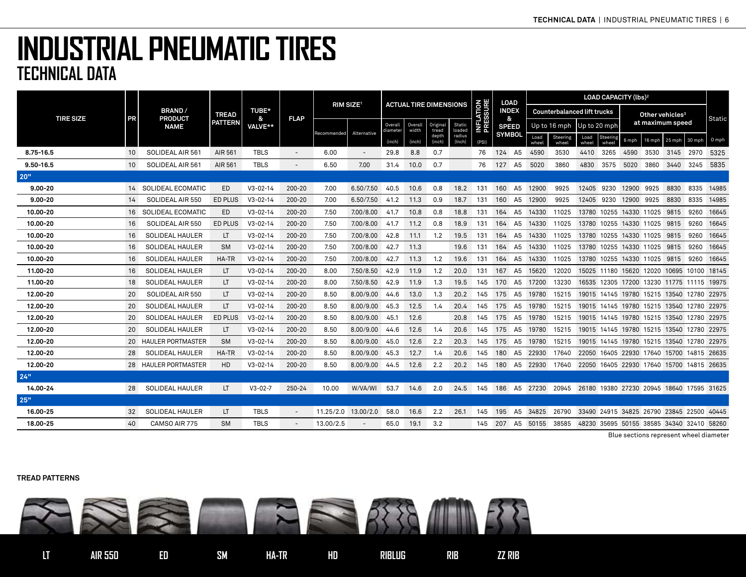# INDUSTRIAL PNEUMATIC TIRES

## TECHNICAL DATA

| TIRE SIZE | PR | BRAND / PRODUCT NAME | TREAD PATTERN | TUBE* & VALVE** | FLAP | RIM SIZE[1] | | ACTUAL TIRE DIMENSIONS | | | | INFLATION PRESSURE | LOAD INDEX & SPEED SYMBOL | | LOAD CAPACITY (lbs)[2] | | | | | | | | Static |
|---|---|---|---|---|---|---|---|---|---|---|---|---|---|---|---|---|---|---|---|---|---|---|---|
| | | | | | | | | | | | | | | | Counterbalanced lift trucks | | | | Other vehicles[3] at maximum speed | | | | |
| | | | | | | | | | | | | | | | Up to 16 mph | | Up to 20 mph | | | | | | |
| | | | | | | Recommended | Alternative | Overall diameter (inch) | Overall width (inch) | Original tread depth (inch) | Static loaded radius (inch) | (PSI) | | | Load wheel | Steering wheel | Load wheel | Steering wheel | 6 mph | 16 mph | 25 mph | 30 mph | 0 mph |
| **8.75-16.5** | 10 | SOLIDEAL AIR 561 | AIR 561 | TBLS | - | 6.00 | - | 29.8 | 8.8 | 0.7 | | 76 | 124 | A5 | 4590 | 3530 | 4410 | 3265 | 4590 | 3530 | 3145 | 2970 | 5325 |
| **9.50-16.5** | 10 | SOLIDEAL AIR 561 | AIR 561 | TBLS | - | 6.50 | 7.00 | 31.4 | 10.0 | 0.7 | | 76 | 127 | A5 | 5020 | 3860 | 4830 | 3575 | 5020 | 3860 | 3440 | 3245 | 5835 |
| **20"** | | | | | | | | | | | | | | | | | | | | | | | |
| **9.00-20** | 14 | SOLIDEAL ECOMATIC | ED | V3-02-14 | 200-20 | 7.00 | 6.50/7.50 | 40.5 | 10.6 | 0.8 | 18.2 | 131 | 160 | A5 | 12900 | 9925 | 12405 | 9230 | 12900 | 9925 | 8830 | 8335 | 14985 |
| **9.00-20** | 14 | SOLIDEAL AIR 550 | ED PLUS | V3-02-14 | 200-20 | 7.00 | 6.50/7.50 | 41.2 | 11.3 | 0.9 | 18.7 | 131 | 160 | A5 | 12900 | 9925 | 12405 | 9230 | 12900 | 9925 | 8830 | 8335 | 14985 |
| **10.00-20** | 16 | SOLIDEAL ECOMATIC | ED | V3-02-14 | 200-20 | 7.50 | 7.00/8.00 | 41.7 | 10.8 | 0.8 | 18.8 | 131 | 164 | A5 | 14330 | 11025 | 13780 | 10255 | 14330 | 11025 | 9815 | 9260 | 16645 |
| **10.00-20** | 16 | SOLIDEAL AIR 550 | ED PLUS | V3-02-14 | 200-20 | 7.50 | 7.00/8.00 | 41.7 | 11.2 | 0.8 | 18.9 | 131 | 164 | A5 | 14330 | 11025 | 13780 | 10255 | 14330 | 11025 | 9815 | 9260 | 16645 |
| **10.00-20** | 16 | SOLIDEAL HAULER | LT | V3-02-14 | 200-20 | 7.50 | 7.00/8.00 | 42.8 | 11.1 | 1.2 | 19.5 | 131 | 164 | A5 | 14330 | 11025 | 13780 | 10255 | 14330 | 11025 | 9815 | 9260 | 16645 |
| **10.00-20** | 16 | SOLIDEAL HAULER | SM | V3-02-14 | 200-20 | 7.50 | 7.00/8.00 | 42.7 | 11.3 | | 19.6 | 131 | 164 | A5 | 14330 | 11025 | 13780 | 10255 | 14330 | 11025 | 9815 | 9260 | 16645 |
| **10.00-20** | 16 | SOLIDEAL HAULER | HA-TR | V3-02-14 | 200-20 | 7.50 | 7.00/8.00 | 42.7 | 11.3 | 1.2 | 19.6 | 131 | 164 | A5 | 14330 | 11025 | 13780 | 10255 | 14330 | 11025 | 9815 | 9260 | 16645 |
| **11.00-20** | 16 | SOLIDEAL HAULER | LT | V3-02-14 | 200-20 | 8.00 | 7.50/8.50 | 42.9 | 11.9 | 1.2 | 20.0 | 131 | 167 | A5 | 15620 | 12020 | 15025 | 11180 | 15620 | 12020 | 10695 | 10100 | 18145 |
| **11.00-20** | 18 | SOLIDEAL HAULER | LT | V3-02-14 | 200-20 | 8.00 | 7.50/8.50 | 42.9 | 11.9 | 1.3 | 19.5 | 145 | 170 | A5 | 17200 | 13230 | 16535 | 12305 | 17200 | 13230 | 11775 | 11115 | 19975 |
| **12.00-20** | 20 | SOLIDEAL AIR 550 | LT | V3-02-14 | 200-20 | 8.50 | 8.00/9.00 | 44.6 | 13.0 | 1.3 | 20.2 | 145 | 175 | A5 | 19780 | 15215 | 19015 | 14145 | 19780 | 15215 | 13540 | 12780 | 22975 |
| **12.00-20** | 20 | SOLIDEAL HAULER | LT | V3-02-14 | 200-20 | 8.50 | 8.00/9.00 | 45.3 | 12.5 | 1.4 | 20.4 | 145 | 175 | A5 | 19780 | 15215 | 19015 | 14145 | 19780 | 15215 | 13540 | 12780 | 22975 |
| **12.00-20** | 20 | SOLIDEAL HAULER | ED PLUS | V3-02-14 | 200-20 | 8.50 | 8.00/9.00 | 45.1 | 12.6 | | 20.8 | 145 | 175 | A5 | 19780 | 15215 | 19015 | 14145 | 19780 | 15215 | 13540 | 12780 | 22975 |
| **12.00-20** | 20 | SOLIDEAL HAULER | LT | V3-02-14 | 200-20 | 8.50 | 8.00/9.00 | 44.6 | 12.6 | 1.4 | 20.6 | 145 | 175 | A5 | 19780 | 15215 | 19015 | 14145 | 19780 | 15215 | 13540 | 12780 | 22975 |
| **12.00-20** | 20 | HAULER PORTMASTER | SM | V3-02-14 | 200-20 | 8.50 | 8.00/9.00 | 45.0 | 12.6 | 2.2 | 20.3 | 145 | 175 | A5 | 19780 | 15215 | 19015 | 14145 | 19780 | 15215 | 13540 | 12780 | 22975 |
| **12.00-20** | 28 | SOLIDEAL HAULER | HA-TR | V3-02-14 | 200-20 | 8.50 | 8.00/9.00 | 45.3 | 12.7 | 1.4 | 20.6 | 145 | 180 | A5 | 22930 | 17640 | 22050 | 16405 | 22930 | 17640 | 15700 | 14815 | 26635 |
| **12.00-20** | 28 | HAULER PORTMASTER | HD | V3-02-14 | 200-20 | 8.50 | 8.00/9.00 | 44.5 | 12.6 | 2.2 | 20.2 | 145 | 180 | A5 | 22930 | 17640 | 22050 | 16405 | 22930 | 17640 | 15700 | 14815 | 26635 |
| **24"** | | | | | | | | | | | | | | | | | | | | | | | |
| **14.00-24** | 28 | SOLIDEAL HAULER | LT | V3-02-7 | 250-24 | 10.00 | W/VA/WI | 53.7 | 14.6 | 2.0 | 24.5 | 145 | 186 | A5 | 27230 | 20945 | 26180 | 19380 | 27230 | 20945 | 18640 | 17595 | 31625 |
| **25"** | | | | | | | | | | | | | | | | | | | | | | | |
| **16.00-25** | 32 | SOLIDEAL HAULER | LT | TBLS | - | 11.25/2.0 | 13.00/2.0 | 58.0 | 16.6 | 2.2 | 26.1 | 145 | 195 | A5 | 34825 | 26790 | 33490 | 24915 | 34825 | 26790 | 23845 | 22500 | 40445 |
| **18.00-25** | 40 | CAMSO AIR 775 | SM | TBLS | - | 13.00/2.5 | - | 65.0 | 19.1 | 3.2 | | 145 | 207 | A5 | 50155 | 38585 | 48230 | 35695 | 50155 | 38585 | 34340 | 32410 | 58260 |

Blue sections represent wheel diameter

**TREAD PATTERNS**

LT AIR 550 ED SM HA-TR HD RIBLUG RIB ZZ RIB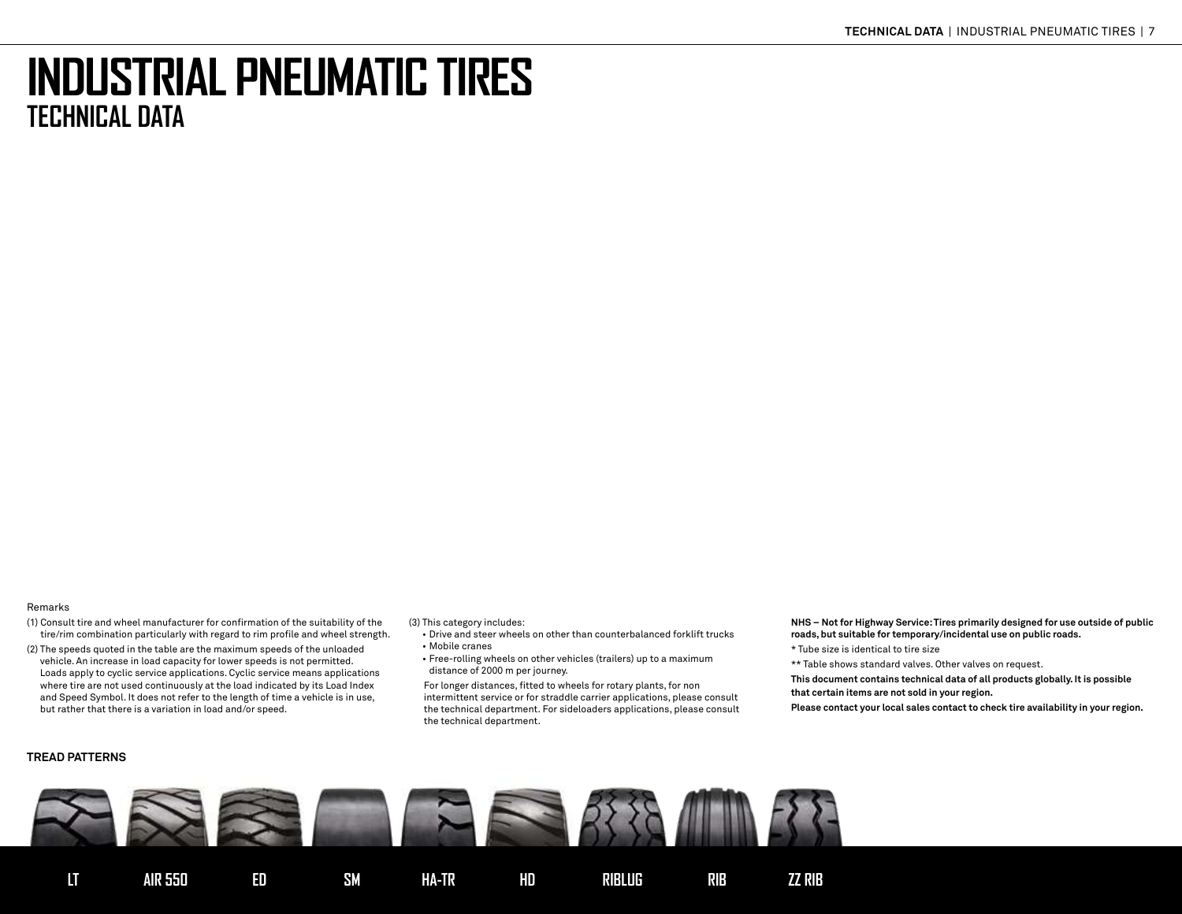// INDUSTRIAL PNEUMATIC TIRES
## TECHNICAL DATA

Remarks

(1) Consult tire and wheel manufacturer for confirmation of the suitability of the tire/rim combination particularly with regard to rim profile and wheel strength.

(2) The speeds quoted in the table are the maximum speeds of the unloaded vehicle. An increase in load capacity for lower speeds is not permitted. Loads apply to cyclic service applications. Cyclic service means applications where tire are not used continuously at the load indicated by its Load Index and Speed Symbol. It does not refer to the length of time a vehicle is in use, but rather that there is a variation in load and/or speed.

(3) This category includes:

- Drive and steer wheels on other than counterbalanced forklift trucks
- Mobile cranes
- Free-rolling wheels on other vehicles (trailers) up to a maximum distance of 2000 m per journey.

For longer distances, fitted to wheels for rotary plants, for non intermittent service or for straddle carrier applications, please consult the technical department. For sideloaders applications, please consult the technical department.

**NHS – Not for Highway Service: Tires primarily designed for use outside of public roads, but suitable for temporary/incidental use on public roads.**

* Tube size is identical to tire size

** Table shows standard valves. Other valves on request.

**This document contains technical data of all products globally. It is possible that certain items are not sold in your region.**

**Please contact your local sales contact to check tire availability in your region.**

**TREAD PATTERNS**

LT | AIR 550 | ED | SM | HA-TR | HD | RIBLUG | RIB | ZZ RIB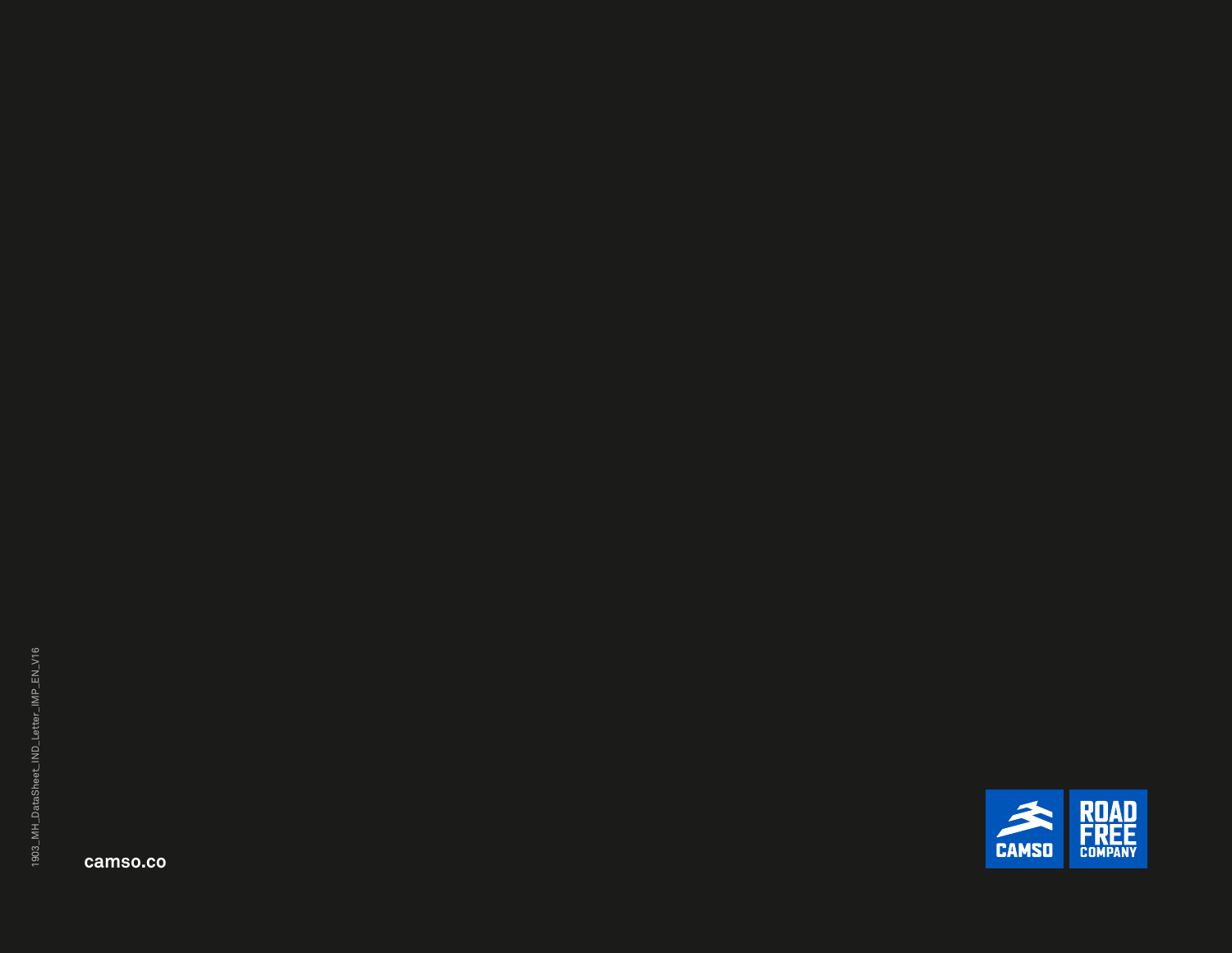1903_MH_DataSheet_IND_Letter_IMP_EN_V16

camso.co

CAMSO

ROAD FREE COMPANY